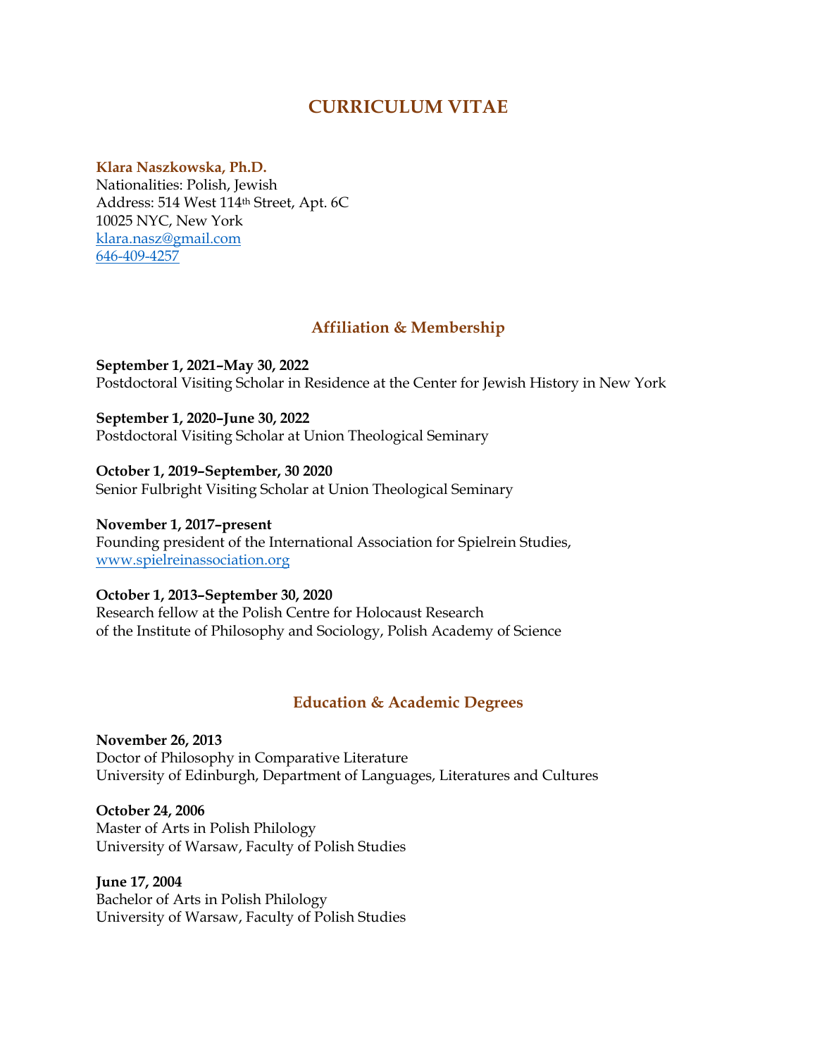# CURRICULUM VITAE

**Klara Naszkowska, Ph.D.**
Nationalities: Polish, Jewish
Address: 514 West 114th Street, Apt. 6C
10025 NYC, New York
klara.nasz@gmail.com
646-409-4257

## Affiliation & Membership

**September 1, 2021–May 30, 2022**
Postdoctoral Visiting Scholar in Residence at the Center for Jewish History in New York

**September 1, 2020–June 30, 2022**
Postdoctoral Visiting Scholar at Union Theological Seminary

**October 1, 2019–September, 30 2020**
Senior Fulbright Visiting Scholar at Union Theological Seminary

**November 1, 2017–present**
Founding president of the International Association for Spielrein Studies, www.spielreinassociation.org

**October 1, 2013–September 30, 2020**
Research fellow at the Polish Centre for Holocaust Research
of the Institute of Philosophy and Sociology, Polish Academy of Science

## Education & Academic Degrees

**November 26, 2013**
Doctor of Philosophy in Comparative Literature
University of Edinburgh, Department of Languages, Literatures and Cultures

**October 24, 2006**
Master of Arts in Polish Philology
University of Warsaw, Faculty of Polish Studies

**June 17, 2004**
Bachelor of Arts in Polish Philology
University of Warsaw, Faculty of Polish Studies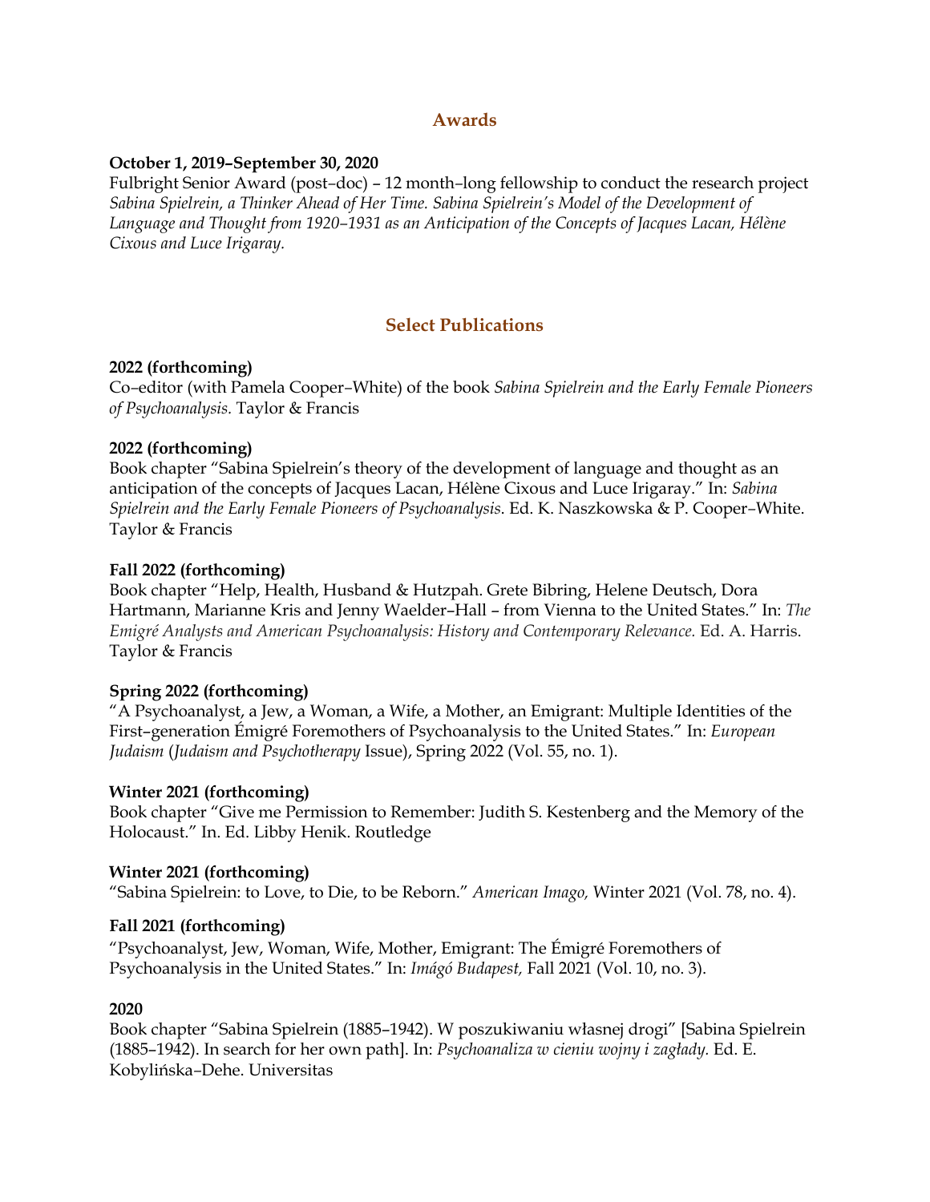## Awards

**October 1, 2019–September 30, 2020**
Fulbright Senior Award (post–doc) – 12 month–long fellowship to conduct the research project *Sabina Spielrein, a Thinker Ahead of Her Time. Sabina Spielrein's Model of the Development of Language and Thought from 1920–1931 as an Anticipation of the Concepts of Jacques Lacan, Hélène Cixous and Luce Irigaray.*

## Select Publications

**2022 (forthcoming)**
Co–editor (with Pamela Cooper–White) of the book *Sabina Spielrein and the Early Female Pioneers of Psychoanalysis.* Taylor & Francis

**2022 (forthcoming)**
Book chapter "Sabina Spielrein's theory of the development of language and thought as an anticipation of the concepts of Jacques Lacan, Hélène Cixous and Luce Irigaray." In: *Sabina Spielrein and the Early Female Pioneers of Psychoanalysis*. Ed. K. Naszkowska & P. Cooper–White. Taylor & Francis

**Fall 2022 (forthcoming)**
Book chapter "Help, Health, Husband & Hutzpah. Grete Bibring, Helene Deutsch, Dora Hartmann, Marianne Kris and Jenny Waelder–Hall – from Vienna to the United States." In: *The Emigré Analysts and American Psychoanalysis: History and Contemporary Relevance.* Ed. A. Harris. Taylor & Francis

**Spring 2022 (forthcoming)**
"A Psychoanalyst, a Jew, a Woman, a Wife, a Mother, an Emigrant: Multiple Identities of the First–generation Émigré Foremothers of Psychoanalysis to the United States." In: *European Judaism* (*Judaism and Psychotherapy* Issue), Spring 2022 (Vol. 55, no. 1).

**Winter 2021 (forthcoming)**
Book chapter "Give me Permission to Remember: Judith S. Kestenberg and the Memory of the Holocaust." In. Ed. Libby Henik. Routledge

**Winter 2021 (forthcoming)**
"Sabina Spielrein: to Love, to Die, to be Reborn." *American Imago,* Winter 2021 (Vol. 78, no. 4).

**Fall 2021 (forthcoming)**
"Psychoanalyst, Jew, Woman, Wife, Mother, Emigrant: The Émigré Foremothers of Psychoanalysis in the United States." In: *Imágó Budapest,* Fall 2021 (Vol. 10, no. 3).

**2020**
Book chapter "Sabina Spielrein (1885–1942). W poszukiwaniu własnej drogi" [Sabina Spielrein (1885–1942). In search for her own path]. In: *Psychoanaliza w cieniu wojny i zagłady.* Ed. E. Kobylińska–Dehe. Universitas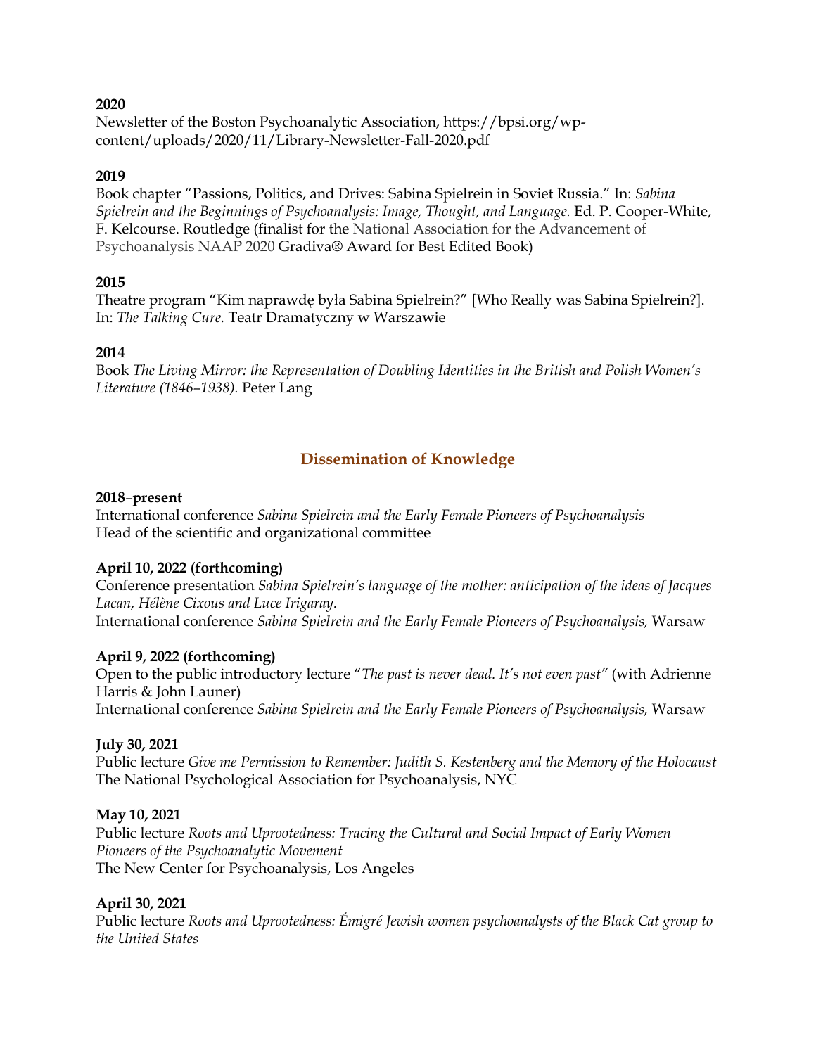**2020**
Newsletter of the Boston Psychoanalytic Association, https://bpsi.org/wp-content/uploads/2020/11/Library-Newsletter-Fall-2020.pdf

**2019**
Book chapter "Passions, Politics, and Drives: Sabina Spielrein in Soviet Russia." In: *Sabina Spielrein and the Beginnings of Psychoanalysis: Image, Thought, and Language.* Ed. P. Cooper-White, F. Kelcourse. Routledge (finalist for the National Association for the Advancement of Psychoanalysis NAAP 2020 Gradiva® Award for Best Edited Book)

**2015**
Theatre program "Kim naprawdę była Sabina Spielrein?" [Who Really was Sabina Spielrein?]. In: *The Talking Cure.* Teatr Dramatyczny w Warszawie

**2014**
Book *The Living Mirror: the Representation of Doubling Identities in the British and Polish Women's Literature (1846–1938).* Peter Lang

## Dissemination of Knowledge

**2018–present**
International conference *Sabina Spielrein and the Early Female Pioneers of Psychoanalysis*
Head of the scientific and organizational committee

**April 10, 2022 (forthcoming)**
Conference presentation *Sabina Spielrein's language of the mother: anticipation of the ideas of Jacques Lacan, Hélène Cixous and Luce Irigaray.*
International conference *Sabina Spielrein and the Early Female Pioneers of Psychoanalysis,* Warsaw

**April 9, 2022 (forthcoming)**
Open to the public introductory lecture "*The past is never dead. It's not even past"* (with Adrienne Harris & John Launer)
International conference *Sabina Spielrein and the Early Female Pioneers of Psychoanalysis,* Warsaw

**July 30, 2021**
Public lecture *Give me Permission to Remember: Judith S. Kestenberg and the Memory of the Holocaust*
The National Psychological Association for Psychoanalysis, NYC

**May 10, 2021**
Public lecture *Roots and Uprootedness: Tracing the Cultural and Social Impact of Early Women Pioneers of the Psychoanalytic Movement*
The New Center for Psychoanalysis, Los Angeles

**April 30, 2021**
Public lecture *Roots and Uprootedness: Émigré Jewish women psychoanalysts of the Black Cat group to the United States*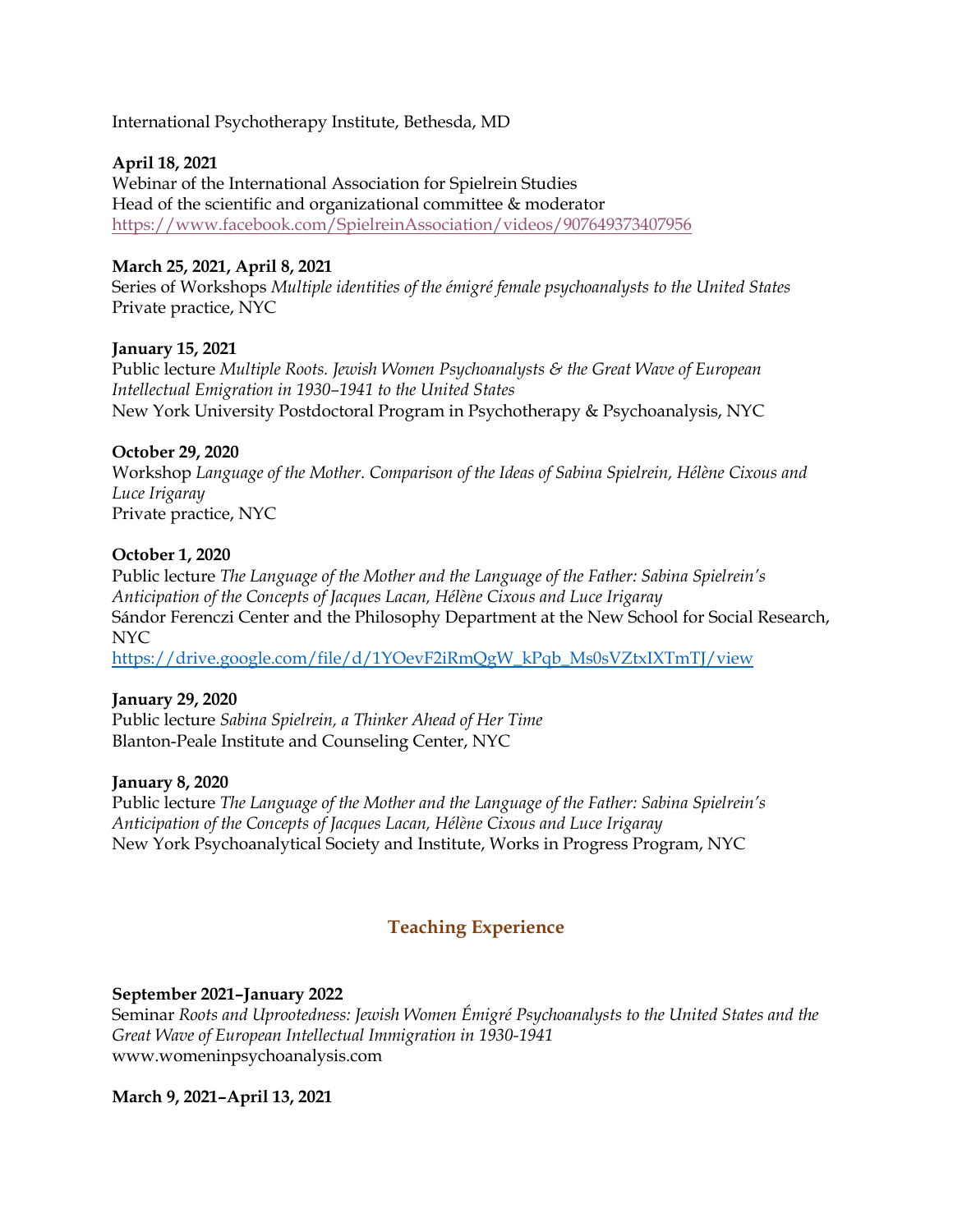International Psychotherapy Institute, Bethesda, MD

**April 18, 2021**
Webinar of the International Association for Spielrein Studies
Head of the scientific and organizational committee & moderator
https://www.facebook.com/SpielreinAssociation/videos/907649373407956

**March 25, 2021, April 8, 2021**
Series of Workshops *Multiple identities of the émigré female psychoanalysts to the United States*
Private practice, NYC

**January 15, 2021**
Public lecture *Multiple Roots. Jewish Women Psychoanalysts & the Great Wave of European Intellectual Emigration in 1930–1941 to the United States*
New York University Postdoctoral Program in Psychotherapy & Psychoanalysis, NYC

**October 29, 2020**
Workshop *Language of the Mother. Comparison of the Ideas of Sabina Spielrein, Hélène Cixous and Luce Irigaray*
Private practice, NYC

**October 1, 2020**
Public lecture *The Language of the Mother and the Language of the Father: Sabina Spielrein's Anticipation of the Concepts of Jacques Lacan, Hélène Cixous and Luce Irigaray*
Sándor Ferenczi Center and the Philosophy Department at the New School for Social Research, NYC
https://drive.google.com/file/d/1YOevF2iRmQgW_kPqb_Ms0sVZtxIXTmTJ/view

**January 29, 2020**
Public lecture *Sabina Spielrein, a Thinker Ahead of Her Time*
Blanton-Peale Institute and Counseling Center, NYC

**January 8, 2020**
Public lecture *The Language of the Mother and the Language of the Father: Sabina Spielrein's Anticipation of the Concepts of Jacques Lacan, Hélène Cixous and Luce Irigaray*
New York Psychoanalytical Society and Institute, Works in Progress Program, NYC

## Teaching Experience

**September 2021–January 2022**
Seminar *Roots and Uprootedness: Jewish Women Émigré Psychoanalysts to the United States and the Great Wave of European Intellectual Immigration in 1930-1941*
www.womeninpsychoanalysis.com

**March 9, 2021–April 13, 2021**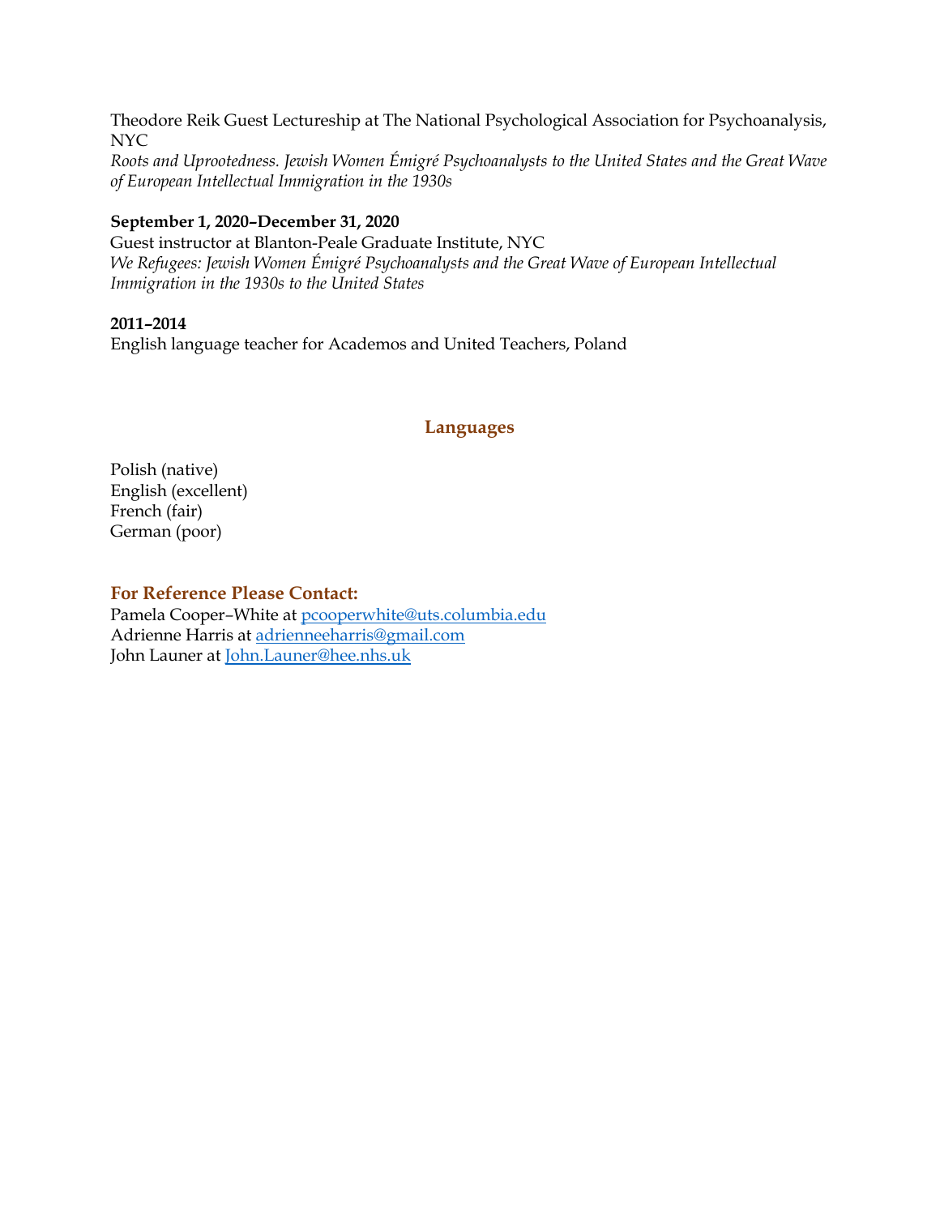Theodore Reik Guest Lectureship at The National Psychological Association for Psychoanalysis, NYC
*Roots and Uprootedness. Jewish Women Émigré Psychoanalysts to the United States and the Great Wave of European Intellectual Immigration in the 1930s*

**September 1, 2020–December 31, 2020**
Guest instructor at Blanton-Peale Graduate Institute, NYC
*We Refugees: Jewish Women Émigré Psychoanalysts and the Great Wave of European Intellectual Immigration in the 1930s to the United States*

**2011–2014**
English language teacher for Academos and United Teachers, Poland

## Languages

Polish (native)
English (excellent)
French (fair)
German (poor)

### For Reference Please Contact:

Pamela Cooper–White at pcooperwhite@uts.columbia.edu
Adrienne Harris at adrienneeharris@gmail.com
John Launer at John.Launer@hee.nhs.uk